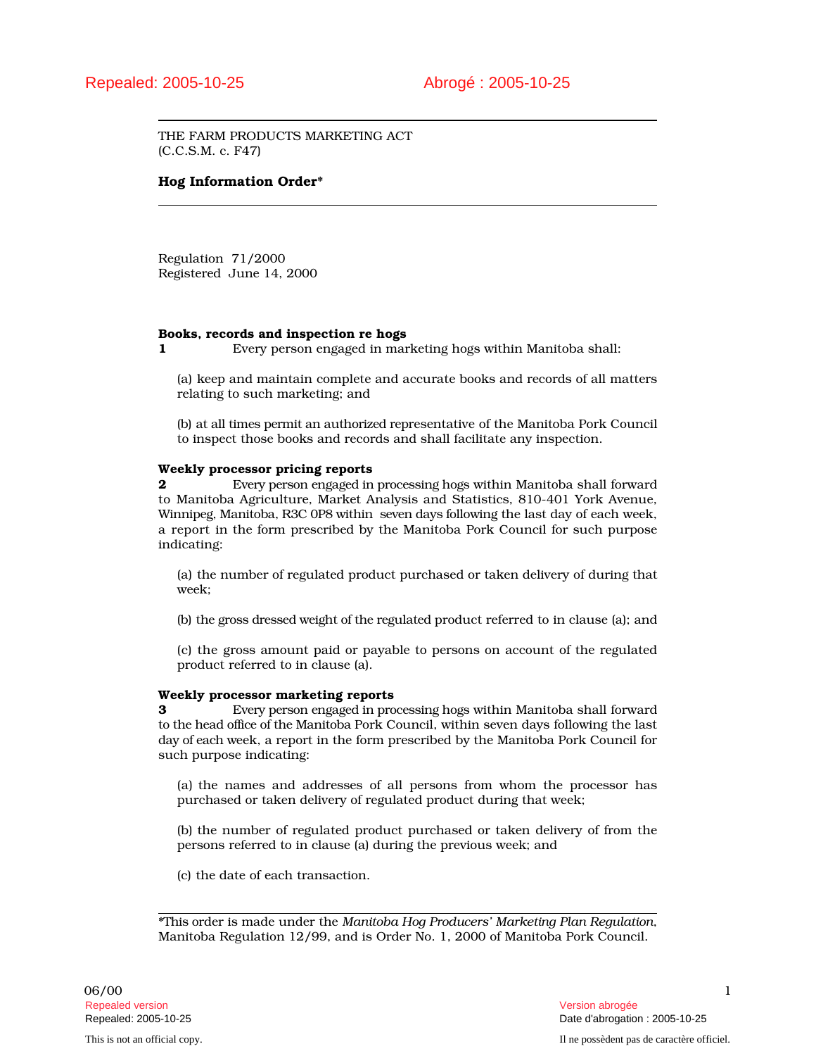Repealed: 2005-10-25 Abrogé : 2005-10-25

THE FARM PRODUCTS MARKETING ACT
(C.C.S.M. c. F47)

# Hog Information Order*

Regulation 71/2000
Registered June 14, 2000

**Books, records and inspection re hogs**

**1** Every person engaged in marketing hogs within Manitoba shall:

(a) keep and maintain complete and accurate books and records of all matters relating to such marketing; and

(b) at all times permit an authorized representative of the Manitoba Pork Council to inspect those books and records and shall facilitate any inspection.

**Weekly processor pricing reports**

**2** Every person engaged in processing hogs within Manitoba shall forward to Manitoba Agriculture, Market Analysis and Statistics, 810-401 York Avenue, Winnipeg, Manitoba, R3C 0P8 within seven days following the last day of each week, a report in the form prescribed by the Manitoba Pork Council for such purpose indicating:

(a) the number of regulated product purchased or taken delivery of during that week;

(b) the gross dressed weight of the regulated product referred to in clause (a); and

(c) the gross amount paid or payable to persons on account of the regulated product referred to in clause (a).

**Weekly processor marketing reports**

**3** Every person engaged in processing hogs within Manitoba shall forward to the head office of the Manitoba Pork Council, within seven days following the last day of each week, a report in the form prescribed by the Manitoba Pork Council for such purpose indicating:

(a) the names and addresses of all persons from whom the processor has purchased or taken delivery of regulated product during that week;

(b) the number of regulated product purchased or taken delivery of from the persons referred to in clause (a) during the previous week; and

(c) the date of each transaction.

*This order is made under the *Manitoba Hog Producers' Marketing Plan Regulation*, Manitoba Regulation 12/99, and is Order No. 1, 2000 of Manitoba Pork Council.

06/00

Repealed version — Version abrogée
Repealed: 2005-10-25 — Date d'abrogation : 2005-10-25

This is not an official copy. — Il ne possèdent pas de caractère officiel.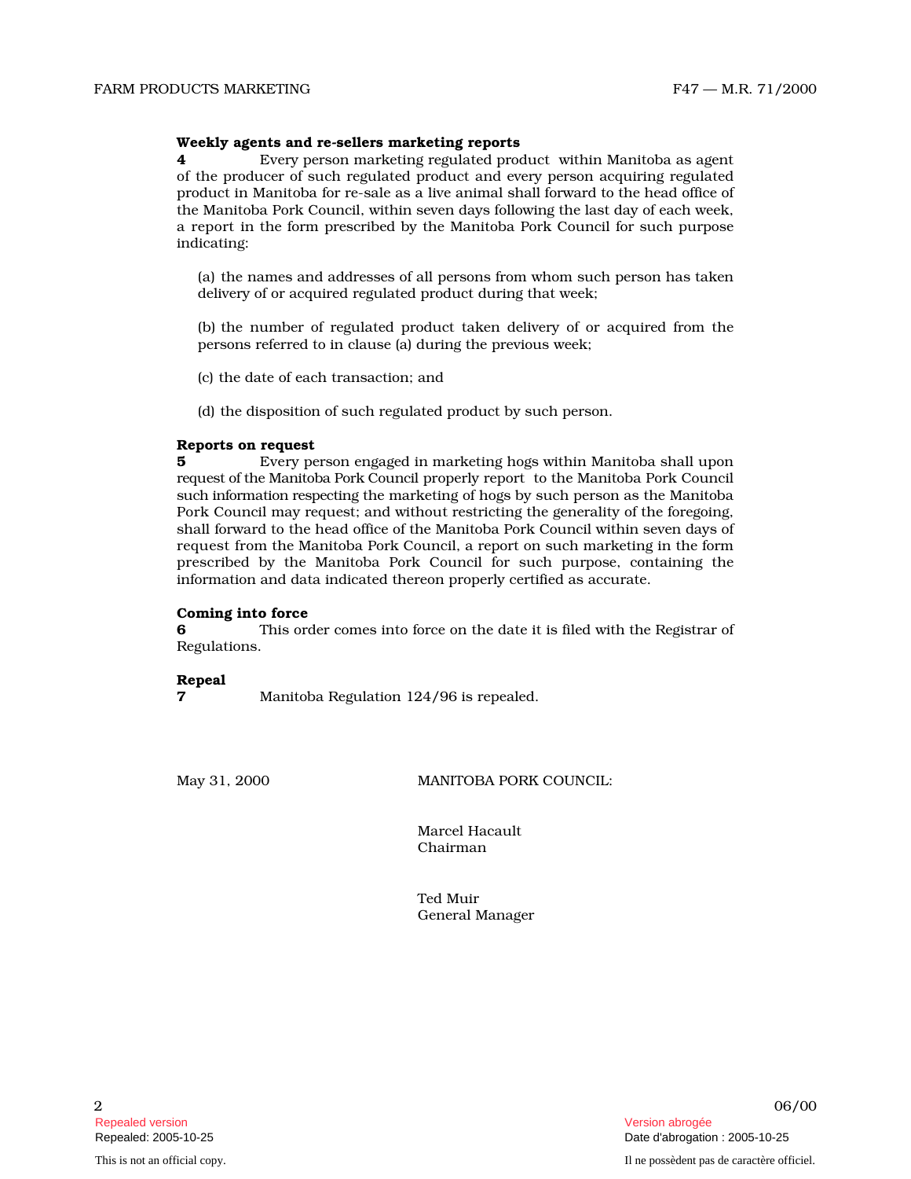**Weekly agents and re-sellers marketing reports**

**4** Every person marketing regulated product within Manitoba as agent of the producer of such regulated product and every person acquiring regulated product in Manitoba for re-sale as a live animal shall forward to the head office of the Manitoba Pork Council, within seven days following the last day of each week, a report in the form prescribed by the Manitoba Pork Council for such purpose indicating:

(a) the names and addresses of all persons from whom such person has taken delivery of or acquired regulated product during that week;

(b) the number of regulated product taken delivery of or acquired from the persons referred to in clause (a) during the previous week;

(c) the date of each transaction; and

(d) the disposition of such regulated product by such person.

**Reports on request**

**5** Every person engaged in marketing hogs within Manitoba shall upon request of the Manitoba Pork Council properly report to the Manitoba Pork Council such information respecting the marketing of hogs by such person as the Manitoba Pork Council may request; and without restricting the generality of the foregoing, shall forward to the head office of the Manitoba Pork Council within seven days of request from the Manitoba Pork Council, a report on such marketing in the form prescribed by the Manitoba Pork Council for such purpose, containing the information and data indicated thereon properly certified as accurate.

**Coming into force**

**6** This order comes into force on the date it is filed with the Registrar of Regulations.

**Repeal**

**7** Manitoba Regulation 124/96 is repealed.

May 31, 2000 MANITOBA PORK COUNCIL:

Marcel Hacault
Chairman

Ted Muir
General Manager

Repealed version
Repealed: 2005-10-25

Version abrogée
Date d'abrogation : 2005-10-25

This is not an official copy.

Il ne possèdent pas de caractère officiel.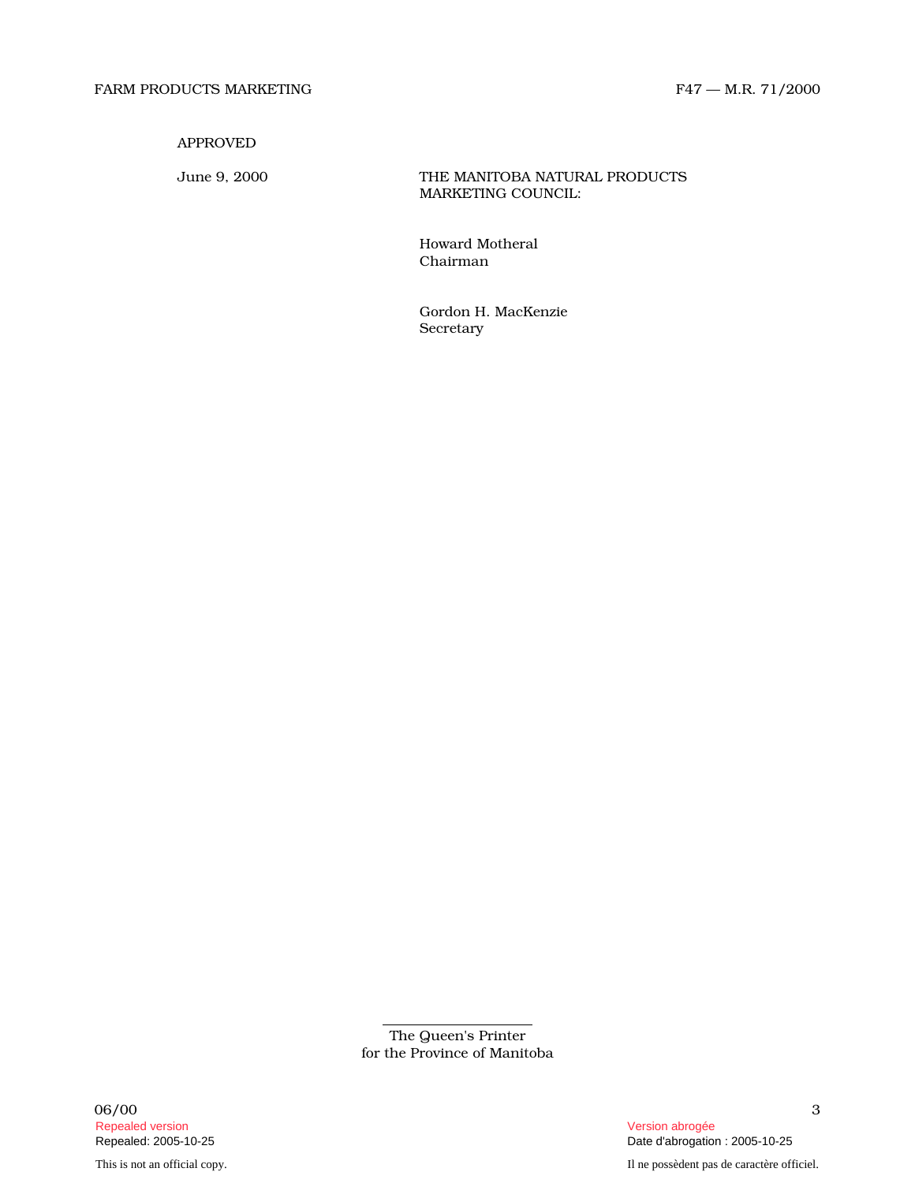APPROVED

June 9, 2000

THE MANITOBA NATURAL PRODUCTS MARKETING COUNCIL:

Howard Motheral
Chairman

Gordon H. MacKenzie
Secretary

The Queen's Printer
for the Province of Manitoba